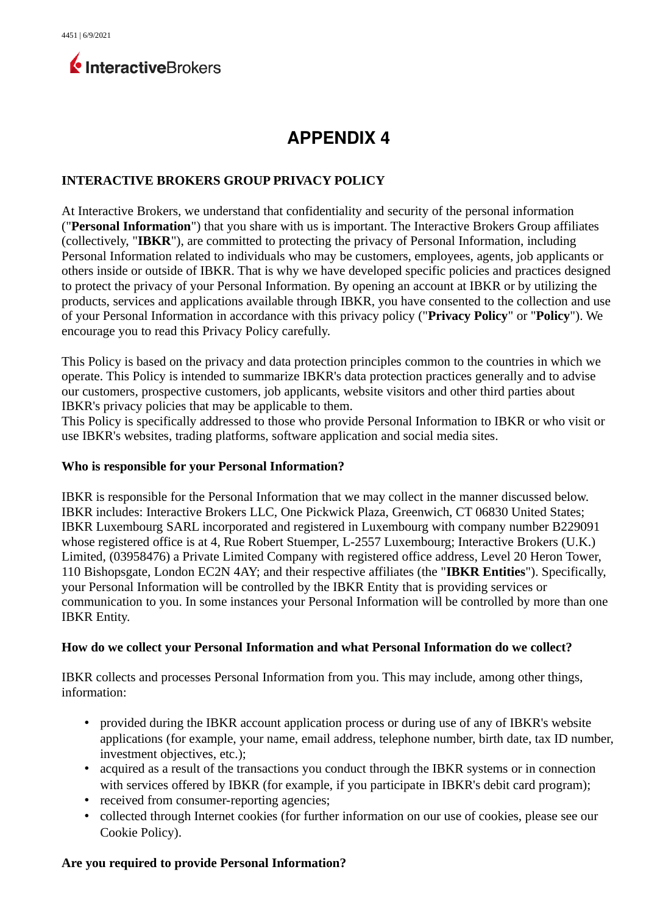# APPENDIX 4

## INTERACTIVE BROKERS GROUP PRIVACY POLICY

At Interactive Brokers, we understand that confidentiality and security of the personal information ("**Personal Information**") that you share with us is important. The Interactive Brokers Group affiliates (collectively, "**IBKR**"), are committed to protecting the privacy of Personal Information, including Personal Information related to individuals who may be customers, employees, agents, job applicants or others inside or outside of IBKR. That is why we have developed specific policies and practices designed to protect the privacy of your Personal Information. By opening an account at IBKR or by utilizing the products, services and applications available through IBKR, you have consented to the collection and use of your Personal Information in accordance with this privacy policy ("**Privacy Policy**" or "**Policy**"). We encourage you to read this Privacy Policy carefully.

This Policy is based on the privacy and data protection principles common to the countries in which we operate. This Policy is intended to summarize IBKR's data protection practices generally and to advise our customers, prospective customers, job applicants, website visitors and other third parties about IBKR's privacy policies that may be applicable to them.
This Policy is specifically addressed to those who provide Personal Information to IBKR or who visit or use IBKR's websites, trading platforms, software application and social media sites.

### Who is responsible for your Personal Information?

IBKR is responsible for the Personal Information that we may collect in the manner discussed below. IBKR includes: Interactive Brokers LLC, One Pickwick Plaza, Greenwich, CT 06830 United States; IBKR Luxembourg SARL incorporated and registered in Luxembourg with company number B229091 whose registered office is at 4, Rue Robert Stuemper, L-2557 Luxembourg; Interactive Brokers (U.K.) Limited, (03958476) a Private Limited Company with registered office address, Level 20 Heron Tower, 110 Bishopsgate, London EC2N 4AY; and their respective affiliates (the "**IBKR Entities**"). Specifically, your Personal Information will be controlled by the IBKR Entity that is providing services or communication to you. In some instances your Personal Information will be controlled by more than one IBKR Entity.

### How do we collect your Personal Information and what Personal Information do we collect?

IBKR collects and processes Personal Information from you. This may include, among other things, information:

- provided during the IBKR account application process or during use of any of IBKR's website applications (for example, your name, email address, telephone number, birth date, tax ID number, investment objectives, etc.);
- acquired as a result of the transactions you conduct through the IBKR systems or in connection with services offered by IBKR (for example, if you participate in IBKR's debit card program);
- received from consumer-reporting agencies;
- collected through Internet cookies (for further information on our use of cookies, please see our Cookie Policy).

### Are you required to provide Personal Information?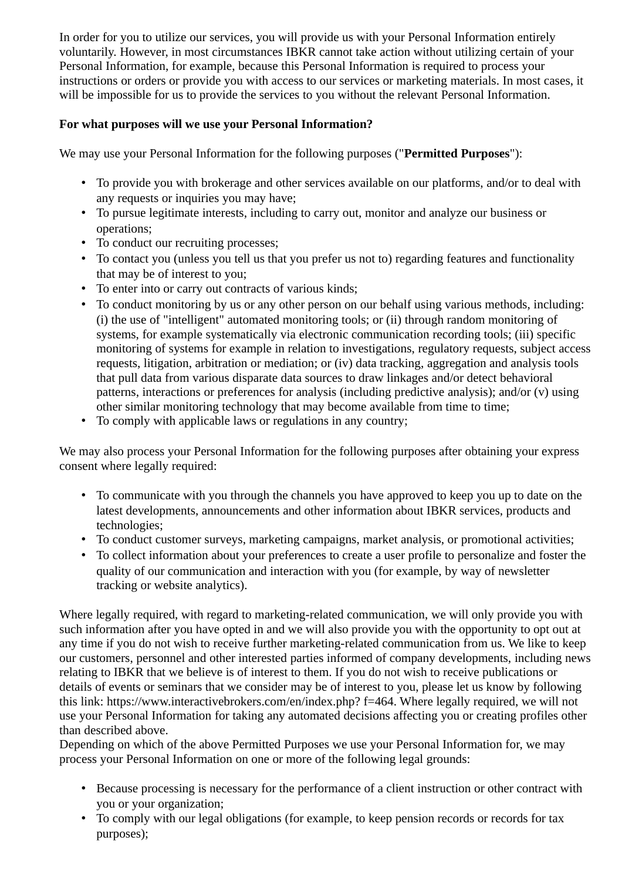In order for you to utilize our services, you will provide us with your Personal Information entirely voluntarily. However, in most circumstances IBKR cannot take action without utilizing certain of your Personal Information, for example, because this Personal Information is required to process your instructions or orders or provide you with access to our services or marketing materials. In most cases, it will be impossible for us to provide the services to you without the relevant Personal Information.

**For what purposes will we use your Personal Information?**

We may use your Personal Information for the following purposes ("**Permitted Purposes**"):

- To provide you with brokerage and other services available on our platforms, and/or to deal with any requests or inquiries you may have;
- To pursue legitimate interests, including to carry out, monitor and analyze our business or operations;
- To conduct our recruiting processes;
- To contact you (unless you tell us that you prefer us not to) regarding features and functionality that may be of interest to you;
- To enter into or carry out contracts of various kinds;
- To conduct monitoring by us or any other person on our behalf using various methods, including: (i) the use of "intelligent" automated monitoring tools; or (ii) through random monitoring of systems, for example systematically via electronic communication recording tools; (iii) specific monitoring of systems for example in relation to investigations, regulatory requests, subject access requests, litigation, arbitration or mediation; or (iv) data tracking, aggregation and analysis tools that pull data from various disparate data sources to draw linkages and/or detect behavioral patterns, interactions or preferences for analysis (including predictive analysis); and/or (v) using other similar monitoring technology that may become available from time to time;
- To comply with applicable laws or regulations in any country;

We may also process your Personal Information for the following purposes after obtaining your express consent where legally required:

- To communicate with you through the channels you have approved to keep you up to date on the latest developments, announcements and other information about IBKR services, products and technologies;
- To conduct customer surveys, marketing campaigns, market analysis, or promotional activities;
- To collect information about your preferences to create a user profile to personalize and foster the quality of our communication and interaction with you (for example, by way of newsletter tracking or website analytics).

Where legally required, with regard to marketing-related communication, we will only provide you with such information after you have opted in and we will also provide you with the opportunity to opt out at any time if you do not wish to receive further marketing-related communication from us. We like to keep our customers, personnel and other interested parties informed of company developments, including news relating to IBKR that we believe is of interest to them. If you do not wish to receive publications or details of events or seminars that we consider may be of interest to you, please let us know by following this link: https://www.interactivebrokers.com/en/index.php? f=464. Where legally required, we will not use your Personal Information for taking any automated decisions affecting you or creating profiles other than described above.
Depending on which of the above Permitted Purposes we use your Personal Information for, we may process your Personal Information on one or more of the following legal grounds:

- Because processing is necessary for the performance of a client instruction or other contract with you or your organization;
- To comply with our legal obligations (for example, to keep pension records or records for tax purposes);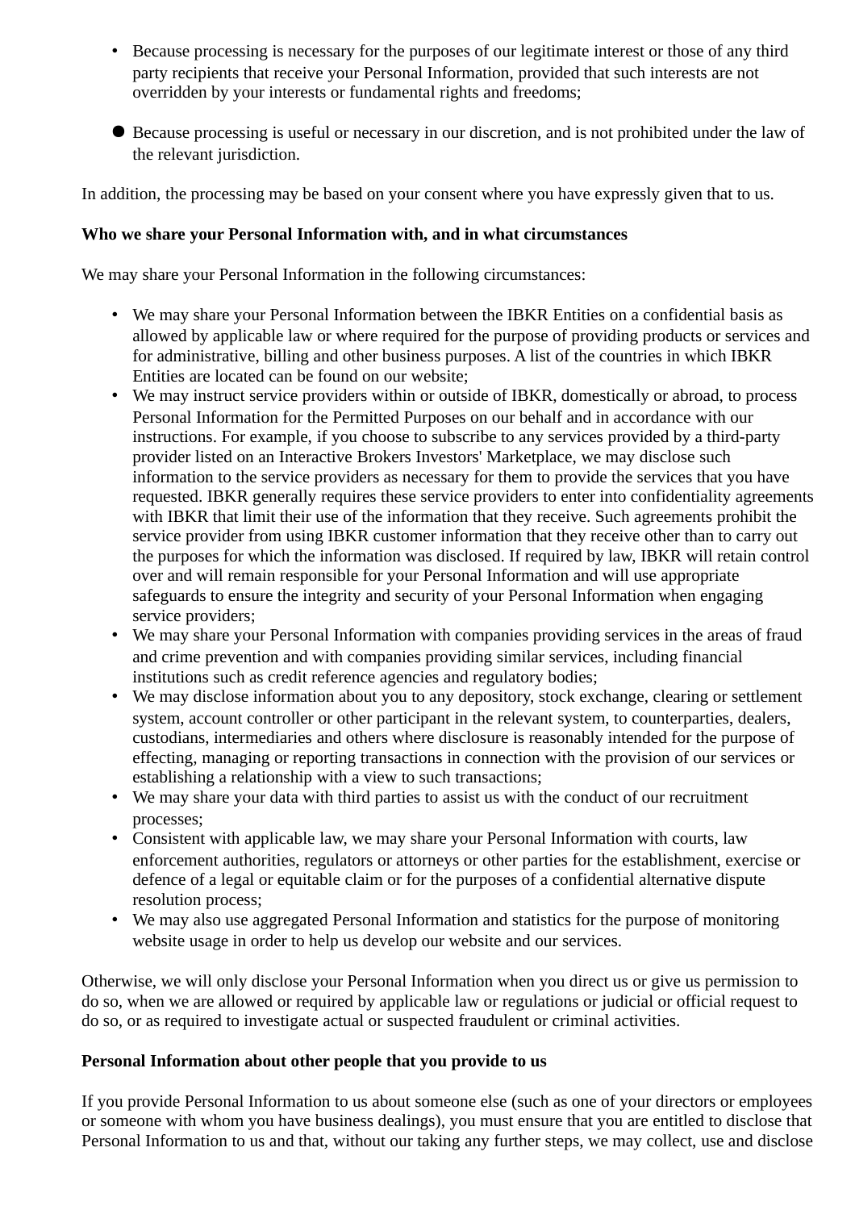- Because processing is necessary for the purposes of our legitimate interest or those of any third party recipients that receive your Personal Information, provided that such interests are not overridden by your interests or fundamental rights and freedoms;

- Because processing is useful or necessary in our discretion, and is not prohibited under the law of the relevant jurisdiction.

In addition, the processing may be based on your consent where you have expressly given that to us.

**Who we share your Personal Information with, and in what circumstances**

We may share your Personal Information in the following circumstances:

- We may share your Personal Information between the IBKR Entities on a confidential basis as allowed by applicable law or where required for the purpose of providing products or services and for administrative, billing and other business purposes. A list of the countries in which IBKR Entities are located can be found on our website;
- We may instruct service providers within or outside of IBKR, domestically or abroad, to process Personal Information for the Permitted Purposes on our behalf and in accordance with our instructions. For example, if you choose to subscribe to any services provided by a third-party provider listed on an Interactive Brokers Investors' Marketplace, we may disclose such information to the service providers as necessary for them to provide the services that you have requested. IBKR generally requires these service providers to enter into confidentiality agreements with IBKR that limit their use of the information that they receive. Such agreements prohibit the service provider from using IBKR customer information that they receive other than to carry out the purposes for which the information was disclosed. If required by law, IBKR will retain control over and will remain responsible for your Personal Information and will use appropriate safeguards to ensure the integrity and security of your Personal Information when engaging service providers;
- We may share your Personal Information with companies providing services in the areas of fraud and crime prevention and with companies providing similar services, including financial institutions such as credit reference agencies and regulatory bodies;
- We may disclose information about you to any depository, stock exchange, clearing or settlement system, account controller or other participant in the relevant system, to counterparties, dealers, custodians, intermediaries and others where disclosure is reasonably intended for the purpose of effecting, managing or reporting transactions in connection with the provision of our services or establishing a relationship with a view to such transactions;
- We may share your data with third parties to assist us with the conduct of our recruitment processes;
- Consistent with applicable law, we may share your Personal Information with courts, law enforcement authorities, regulators or attorneys or other parties for the establishment, exercise or defence of a legal or equitable claim or for the purposes of a confidential alternative dispute resolution process;
- We may also use aggregated Personal Information and statistics for the purpose of monitoring website usage in order to help us develop our website and our services.

Otherwise, we will only disclose your Personal Information when you direct us or give us permission to do so, when we are allowed or required by applicable law or regulations or judicial or official request to do so, or as required to investigate actual or suspected fraudulent or criminal activities.

**Personal Information about other people that you provide to us**

If you provide Personal Information to us about someone else (such as one of your directors or employees or someone with whom you have business dealings), you must ensure that you are entitled to disclose that Personal Information to us and that, without our taking any further steps, we may collect, use and disclose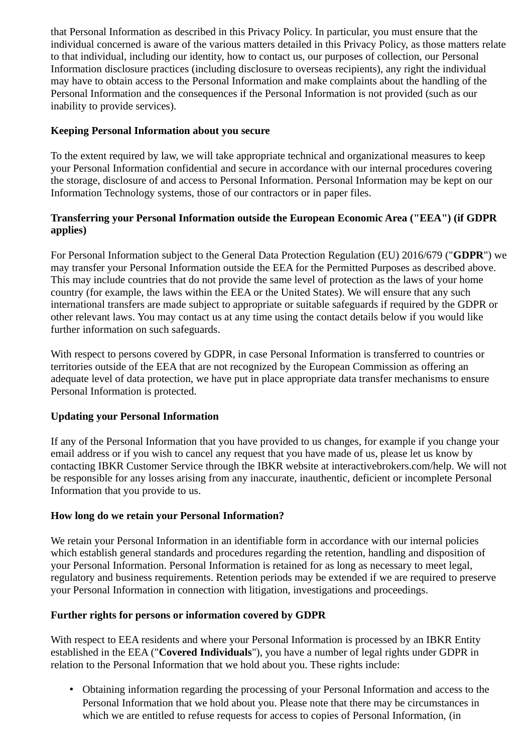that Personal Information as described in this Privacy Policy. In particular, you must ensure that the individual concerned is aware of the various matters detailed in this Privacy Policy, as those matters relate to that individual, including our identity, how to contact us, our purposes of collection, our Personal Information disclosure practices (including disclosure to overseas recipients), any right the individual may have to obtain access to the Personal Information and make complaints about the handling of the Personal Information and the consequences if the Personal Information is not provided (such as our inability to provide services).

**Keeping Personal Information about you secure**

To the extent required by law, we will take appropriate technical and organizational measures to keep your Personal Information confidential and secure in accordance with our internal procedures covering the storage, disclosure of and access to Personal Information. Personal Information may be kept on our Information Technology systems, those of our contractors or in paper files.

**Transferring your Personal Information outside the European Economic Area ("EEA") (if GDPR applies)**

For Personal Information subject to the General Data Protection Regulation (EU) 2016/679 ("**GDPR**") we may transfer your Personal Information outside the EEA for the Permitted Purposes as described above. This may include countries that do not provide the same level of protection as the laws of your home country (for example, the laws within the EEA or the United States). We will ensure that any such international transfers are made subject to appropriate or suitable safeguards if required by the GDPR or other relevant laws. You may contact us at any time using the contact details below if you would like further information on such safeguards.

With respect to persons covered by GDPR, in case Personal Information is transferred to countries or territories outside of the EEA that are not recognized by the European Commission as offering an adequate level of data protection, we have put in place appropriate data transfer mechanisms to ensure Personal Information is protected.

**Updating your Personal Information**

If any of the Personal Information that you have provided to us changes, for example if you change your email address or if you wish to cancel any request that you have made of us, please let us know by contacting IBKR Customer Service through the IBKR website at interactivebrokers.com/help. We will not be responsible for any losses arising from any inaccurate, inauthentic, deficient or incomplete Personal Information that you provide to us.

**How long do we retain your Personal Information?**

We retain your Personal Information in an identifiable form in accordance with our internal policies which establish general standards and procedures regarding the retention, handling and disposition of your Personal Information. Personal Information is retained for as long as necessary to meet legal, regulatory and business requirements. Retention periods may be extended if we are required to preserve your Personal Information in connection with litigation, investigations and proceedings.

**Further rights for persons or information covered by GDPR**

With respect to EEA residents and where your Personal Information is processed by an IBKR Entity established in the EEA ("**Covered Individuals**"), you have a number of legal rights under GDPR in relation to the Personal Information that we hold about you. These rights include:

- Obtaining information regarding the processing of your Personal Information and access to the Personal Information that we hold about you. Please note that there may be circumstances in which we are entitled to refuse requests for access to copies of Personal Information, (in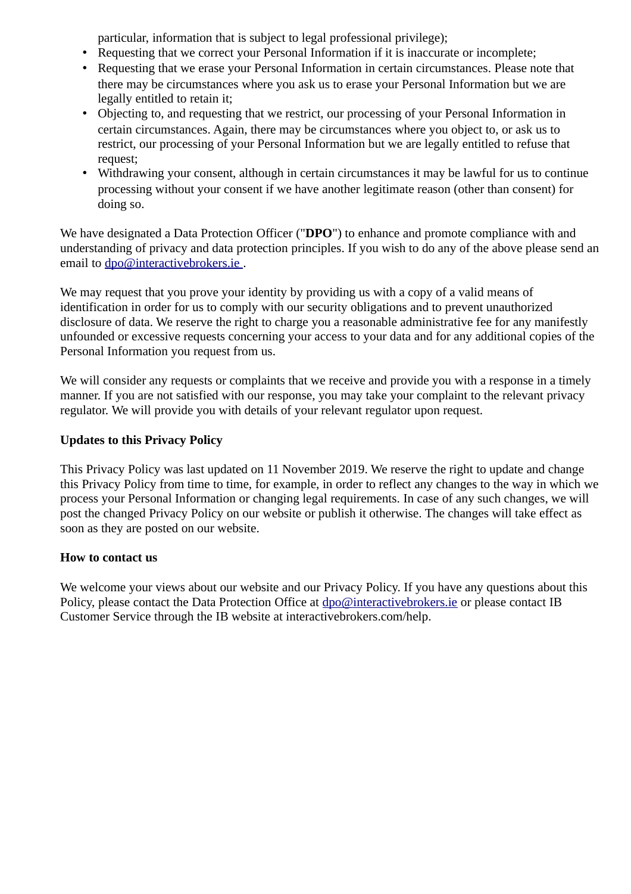particular, information that is subject to legal professional privilege);

- Requesting that we correct your Personal Information if it is inaccurate or incomplete;
- Requesting that we erase your Personal Information in certain circumstances. Please note that there may be circumstances where you ask us to erase your Personal Information but we are legally entitled to retain it;
- Objecting to, and requesting that we restrict, our processing of your Personal Information in certain circumstances. Again, there may be circumstances where you object to, or ask us to restrict, our processing of your Personal Information but we are legally entitled to refuse that request;
- Withdrawing your consent, although in certain circumstances it may be lawful for us to continue processing without your consent if we have another legitimate reason (other than consent) for doing so.

We have designated a Data Protection Officer ("**DPO**") to enhance and promote compliance with and understanding of privacy and data protection principles. If you wish to do any of the above please send an email to dpo@interactivebrokers.ie .

We may request that you prove your identity by providing us with a copy of a valid means of identification in order for us to comply with our security obligations and to prevent unauthorized disclosure of data. We reserve the right to charge you a reasonable administrative fee for any manifestly unfounded or excessive requests concerning your access to your data and for any additional copies of the Personal Information you request from us.

We will consider any requests or complaints that we receive and provide you with a response in a timely manner. If you are not satisfied with our response, you may take your complaint to the relevant privacy regulator. We will provide you with details of your relevant regulator upon request.

**Updates to this Privacy Policy**

This Privacy Policy was last updated on 11 November 2019. We reserve the right to update and change this Privacy Policy from time to time, for example, in order to reflect any changes to the way in which we process your Personal Information or changing legal requirements. In case of any such changes, we will post the changed Privacy Policy on our website or publish it otherwise. The changes will take effect as soon as they are posted on our website.

**How to contact us**

We welcome your views about our website and our Privacy Policy. If you have any questions about this Policy, please contact the Data Protection Office at dpo@interactivebrokers.ie or please contact IB Customer Service through the IB website at interactivebrokers.com/help.